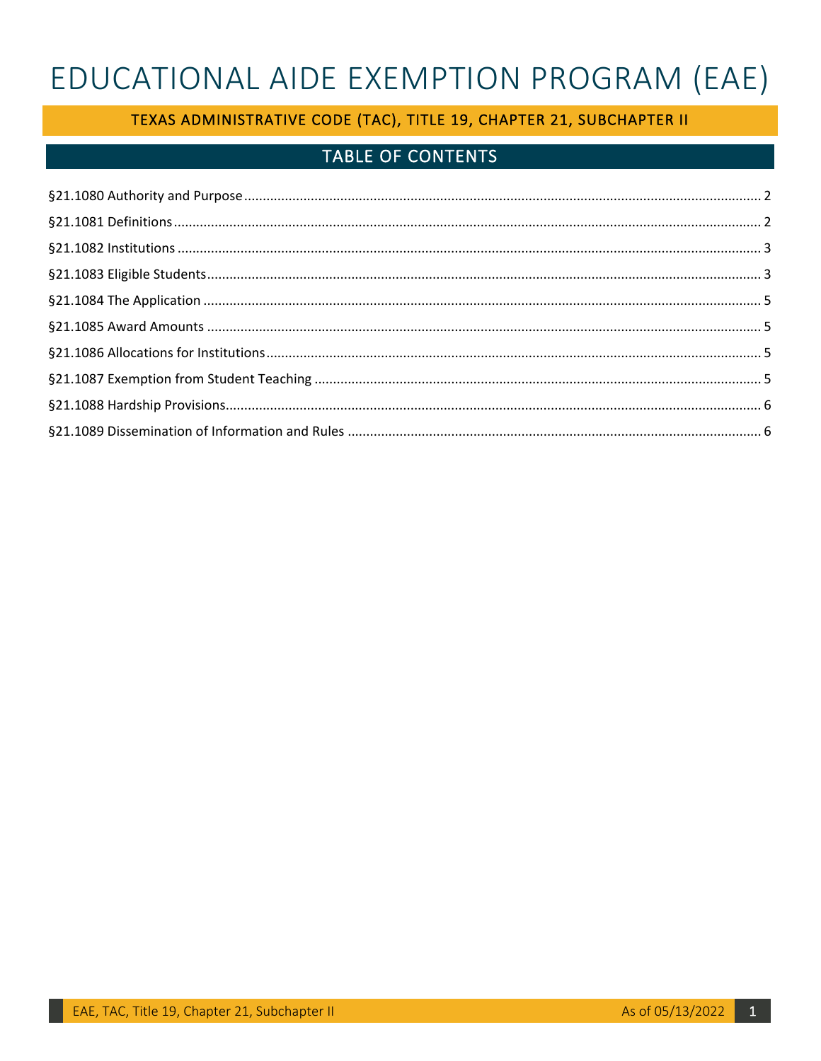# EDUCATIONAL AIDE EXEMPTION PROGRAM (EAE)

## TEXAS ADMINISTRATIVE CODE (TAC), TITLE 19, CHAPTER 21, SUBCHAPTER II

## TABLE OF CONTENTS

- §21.1080 Authority and Purpose ........ 2
- §21.1081 Definitions ........ 2
- §21.1082 Institutions ........ 3
- §21.1083 Eligible Students ........ 3
- §21.1084 The Application ........ 5
- §21.1085 Award Amounts ........ 5
- §21.1086 Allocations for Institutions ........ 5
- §21.1087 Exemption from Student Teaching ........ 5
- §21.1088 Hardship Provisions ........ 6
- §21.1089 Dissemination of Information and Rules ........ 6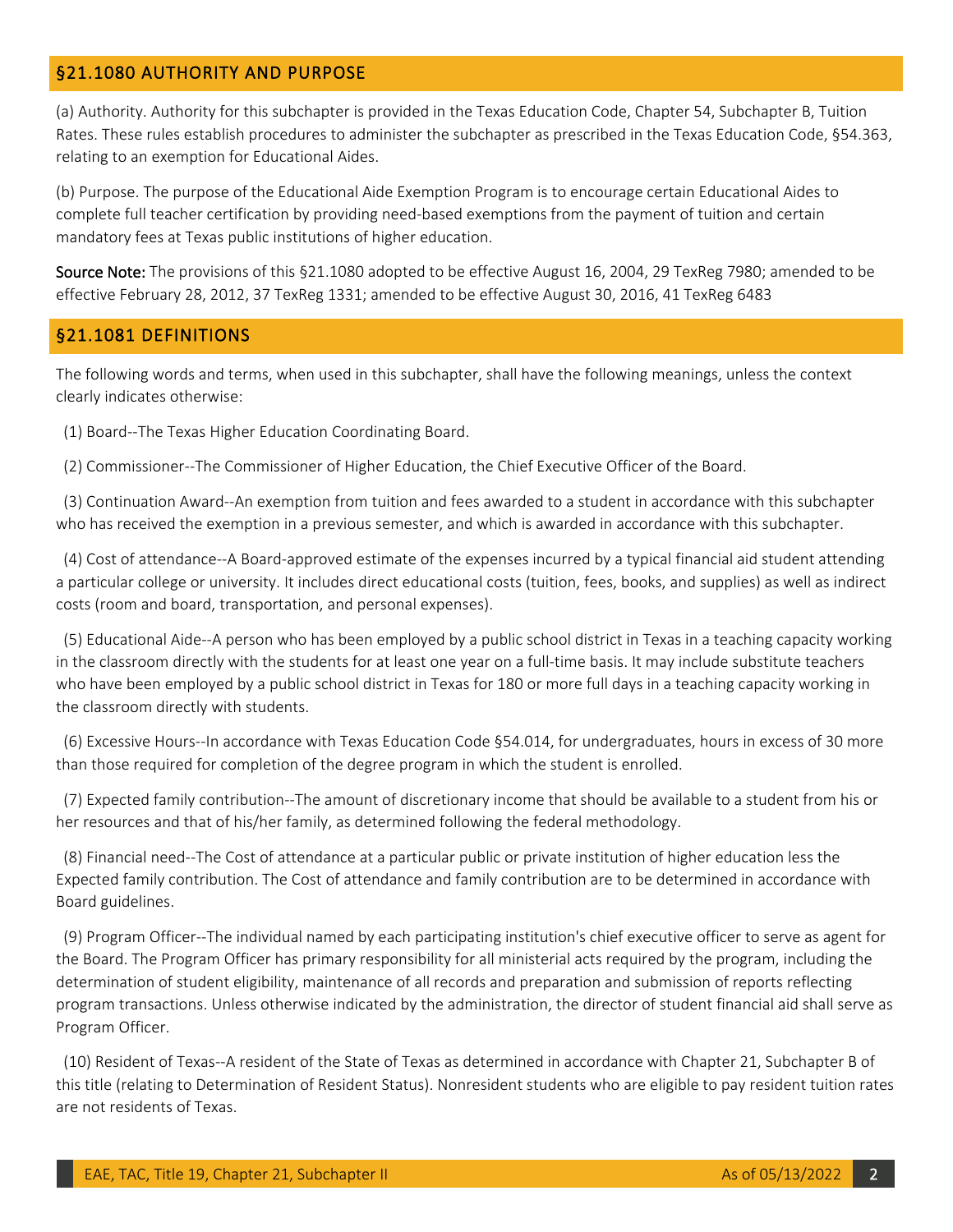## §21.1080 AUTHORITY AND PURPOSE

(a) Authority. Authority for this subchapter is provided in the Texas Education Code, Chapter 54, Subchapter B, Tuition Rates. These rules establish procedures to administer the subchapter as prescribed in the Texas Education Code, §54.363, relating to an exemption for Educational Aides.

(b) Purpose. The purpose of the Educational Aide Exemption Program is to encourage certain Educational Aides to complete full teacher certification by providing need-based exemptions from the payment of tuition and certain mandatory fees at Texas public institutions of higher education.

**Source Note:** The provisions of this §21.1080 adopted to be effective August 16, 2004, 29 TexReg 7980; amended to be effective February 28, 2012, 37 TexReg 1331; amended to be effective August 30, 2016, 41 TexReg 6483

## §21.1081 DEFINITIONS

The following words and terms, when used in this subchapter, shall have the following meanings, unless the context clearly indicates otherwise:

(1) Board--The Texas Higher Education Coordinating Board.

(2) Commissioner--The Commissioner of Higher Education, the Chief Executive Officer of the Board.

(3) Continuation Award--An exemption from tuition and fees awarded to a student in accordance with this subchapter who has received the exemption in a previous semester, and which is awarded in accordance with this subchapter.

(4) Cost of attendance--A Board-approved estimate of the expenses incurred by a typical financial aid student attending a particular college or university. It includes direct educational costs (tuition, fees, books, and supplies) as well as indirect costs (room and board, transportation, and personal expenses).

(5) Educational Aide--A person who has been employed by a public school district in Texas in a teaching capacity working in the classroom directly with the students for at least one year on a full-time basis. It may include substitute teachers who have been employed by a public school district in Texas for 180 or more full days in a teaching capacity working in the classroom directly with students.

(6) Excessive Hours--In accordance with Texas Education Code §54.014, for undergraduates, hours in excess of 30 more than those required for completion of the degree program in which the student is enrolled.

(7) Expected family contribution--The amount of discretionary income that should be available to a student from his or her resources and that of his/her family, as determined following the federal methodology.

(8) Financial need--The Cost of attendance at a particular public or private institution of higher education less the Expected family contribution. The Cost of attendance and family contribution are to be determined in accordance with Board guidelines.

(9) Program Officer--The individual named by each participating institution's chief executive officer to serve as agent for the Board. The Program Officer has primary responsibility for all ministerial acts required by the program, including the determination of student eligibility, maintenance of all records and preparation and submission of reports reflecting program transactions. Unless otherwise indicated by the administration, the director of student financial aid shall serve as Program Officer.

(10) Resident of Texas--A resident of the State of Texas as determined in accordance with Chapter 21, Subchapter B of this title (relating to Determination of Resident Status). Nonresident students who are eligible to pay resident tuition rates are not residents of Texas.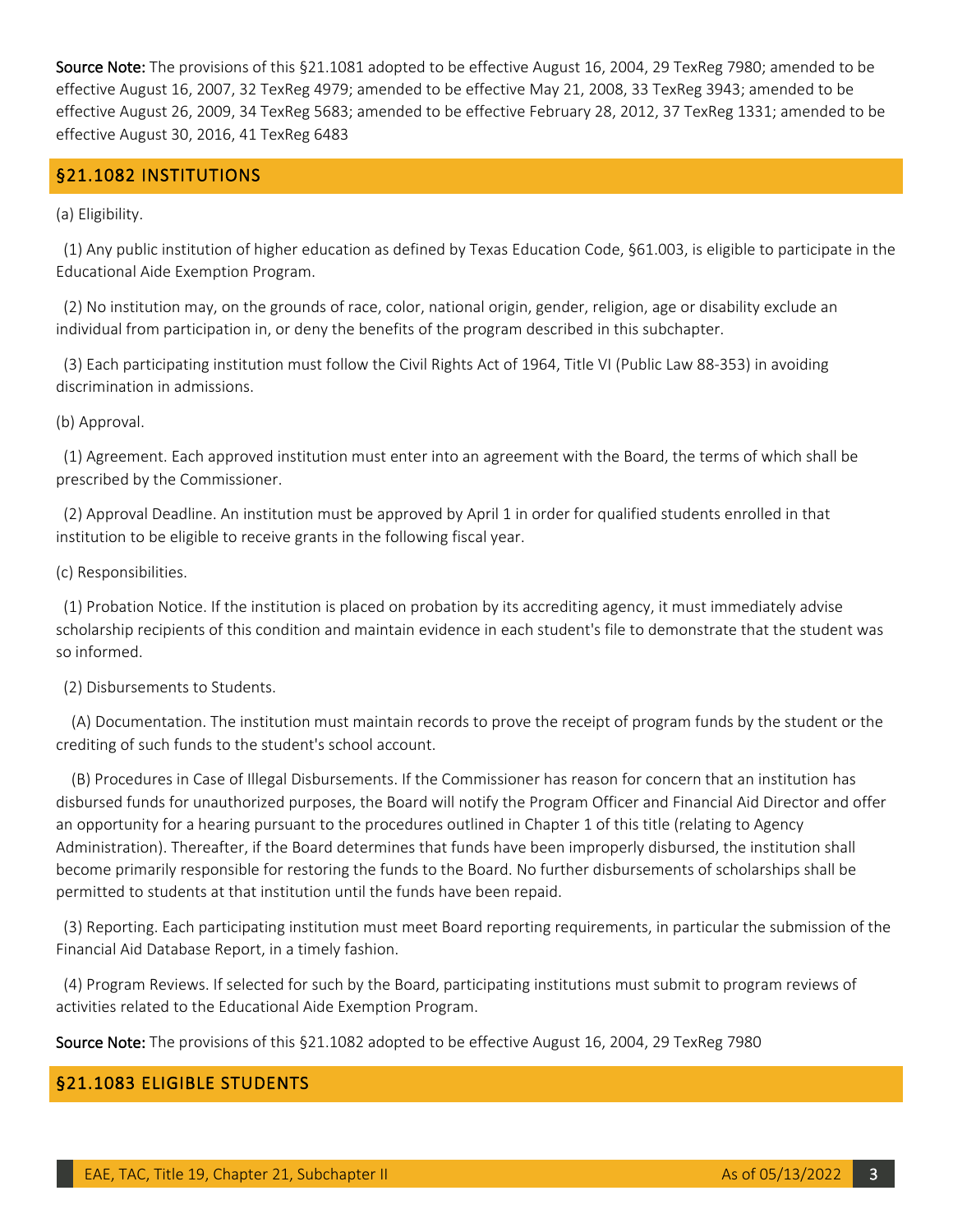**Source Note:** The provisions of this §21.1081 adopted to be effective August 16, 2004, 29 TexReg 7980; amended to be effective August 16, 2007, 32 TexReg 4979; amended to be effective May 21, 2008, 33 TexReg 3943; amended to be effective August 26, 2009, 34 TexReg 5683; amended to be effective February 28, 2012, 37 TexReg 1331; amended to be effective August 30, 2016, 41 TexReg 6483

## §21.1082 INSTITUTIONS

(a) Eligibility.

(1) Any public institution of higher education as defined by Texas Education Code, §61.003, is eligible to participate in the Educational Aide Exemption Program.

(2) No institution may, on the grounds of race, color, national origin, gender, religion, age or disability exclude an individual from participation in, or deny the benefits of the program described in this subchapter.

(3) Each participating institution must follow the Civil Rights Act of 1964, Title VI (Public Law 88-353) in avoiding discrimination in admissions.

(b) Approval.

(1) Agreement. Each approved institution must enter into an agreement with the Board, the terms of which shall be prescribed by the Commissioner.

(2) Approval Deadline. An institution must be approved by April 1 in order for qualified students enrolled in that institution to be eligible to receive grants in the following fiscal year.

(c) Responsibilities.

(1) Probation Notice. If the institution is placed on probation by its accrediting agency, it must immediately advise scholarship recipients of this condition and maintain evidence in each student's file to demonstrate that the student was so informed.

(2) Disbursements to Students.

(A) Documentation. The institution must maintain records to prove the receipt of program funds by the student or the crediting of such funds to the student's school account.

(B) Procedures in Case of Illegal Disbursements. If the Commissioner has reason for concern that an institution has disbursed funds for unauthorized purposes, the Board will notify the Program Officer and Financial Aid Director and offer an opportunity for a hearing pursuant to the procedures outlined in Chapter 1 of this title (relating to Agency Administration). Thereafter, if the Board determines that funds have been improperly disbursed, the institution shall become primarily responsible for restoring the funds to the Board. No further disbursements of scholarships shall be permitted to students at that institution until the funds have been repaid.

(3) Reporting. Each participating institution must meet Board reporting requirements, in particular the submission of the Financial Aid Database Report, in a timely fashion.

(4) Program Reviews. If selected for such by the Board, participating institutions must submit to program reviews of activities related to the Educational Aide Exemption Program.

**Source Note:** The provisions of this §21.1082 adopted to be effective August 16, 2004, 29 TexReg 7980

## §21.1083 ELIGIBLE STUDENTS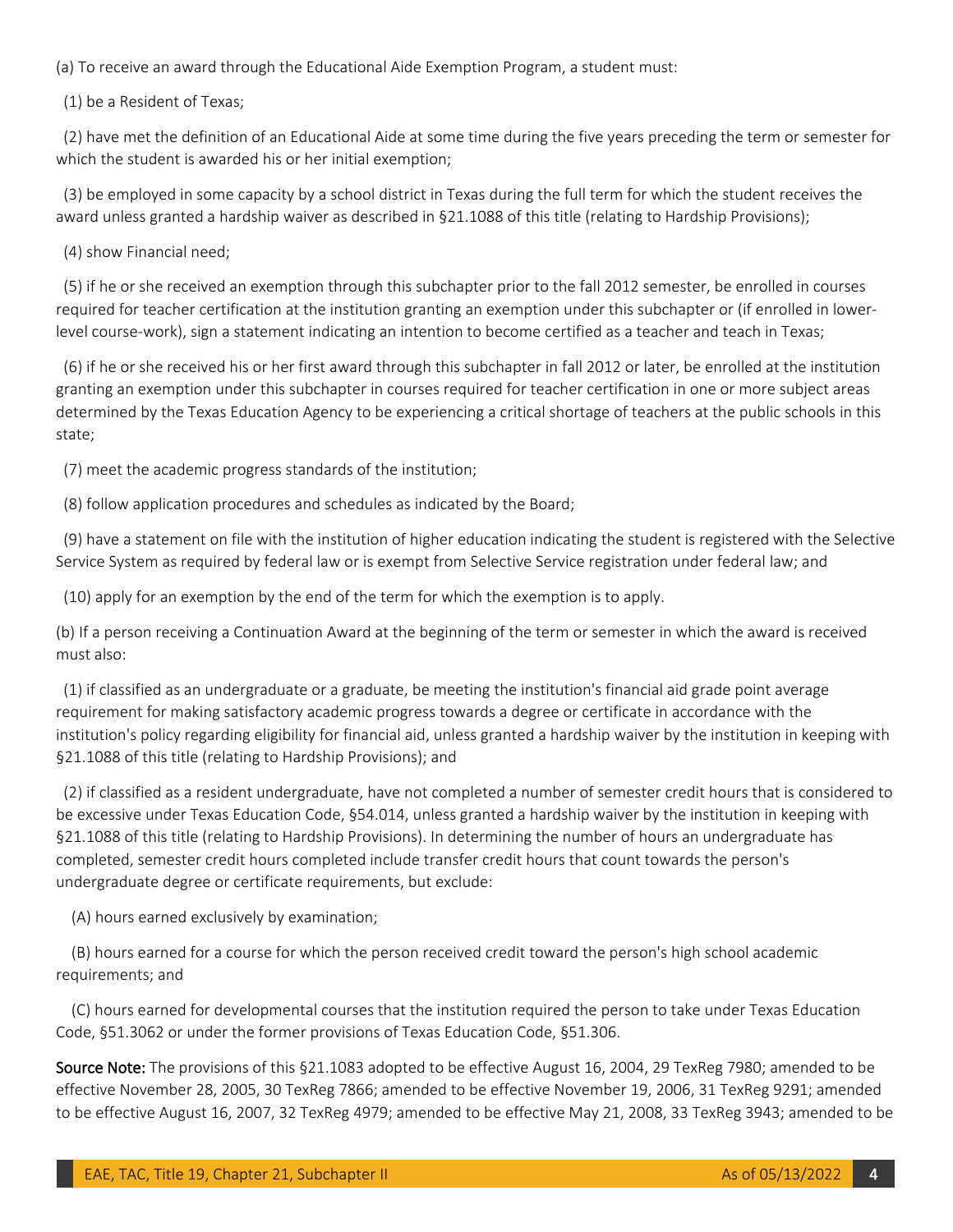(a) To receive an award through the Educational Aide Exemption Program, a student must:

(1) be a Resident of Texas;

(2) have met the definition of an Educational Aide at some time during the five years preceding the term or semester for which the student is awarded his or her initial exemption;

(3) be employed in some capacity by a school district in Texas during the full term for which the student receives the award unless granted a hardship waiver as described in §21.1088 of this title (relating to Hardship Provisions);

(4) show Financial need;

(5) if he or she received an exemption through this subchapter prior to the fall 2012 semester, be enrolled in courses required for teacher certification at the institution granting an exemption under this subchapter or (if enrolled in lower-level course-work), sign a statement indicating an intention to become certified as a teacher and teach in Texas;

(6) if he or she received his or her first award through this subchapter in fall 2012 or later, be enrolled at the institution granting an exemption under this subchapter in courses required for teacher certification in one or more subject areas determined by the Texas Education Agency to be experiencing a critical shortage of teachers at the public schools in this state;

(7) meet the academic progress standards of the institution;

(8) follow application procedures and schedules as indicated by the Board;

(9) have a statement on file with the institution of higher education indicating the student is registered with the Selective Service System as required by federal law or is exempt from Selective Service registration under federal law; and

(10) apply for an exemption by the end of the term for which the exemption is to apply.

(b) If a person receiving a Continuation Award at the beginning of the term or semester in which the award is received must also:

(1) if classified as an undergraduate or a graduate, be meeting the institution's financial aid grade point average requirement for making satisfactory academic progress towards a degree or certificate in accordance with the institution's policy regarding eligibility for financial aid, unless granted a hardship waiver by the institution in keeping with §21.1088 of this title (relating to Hardship Provisions); and

(2) if classified as a resident undergraduate, have not completed a number of semester credit hours that is considered to be excessive under Texas Education Code, §54.014, unless granted a hardship waiver by the institution in keeping with §21.1088 of this title (relating to Hardship Provisions). In determining the number of hours an undergraduate has completed, semester credit hours completed include transfer credit hours that count towards the person's undergraduate degree or certificate requirements, but exclude:

(A) hours earned exclusively by examination;

(B) hours earned for a course for which the person received credit toward the person's high school academic requirements; and

(C) hours earned for developmental courses that the institution required the person to take under Texas Education Code, §51.3062 or under the former provisions of Texas Education Code, §51.306.

**Source Note:** The provisions of this §21.1083 adopted to be effective August 16, 2004, 29 TexReg 7980; amended to be effective November 28, 2005, 30 TexReg 7866; amended to be effective November 19, 2006, 31 TexReg 9291; amended to be effective August 16, 2007, 32 TexReg 4979; amended to be effective May 21, 2008, 33 TexReg 3943; amended to be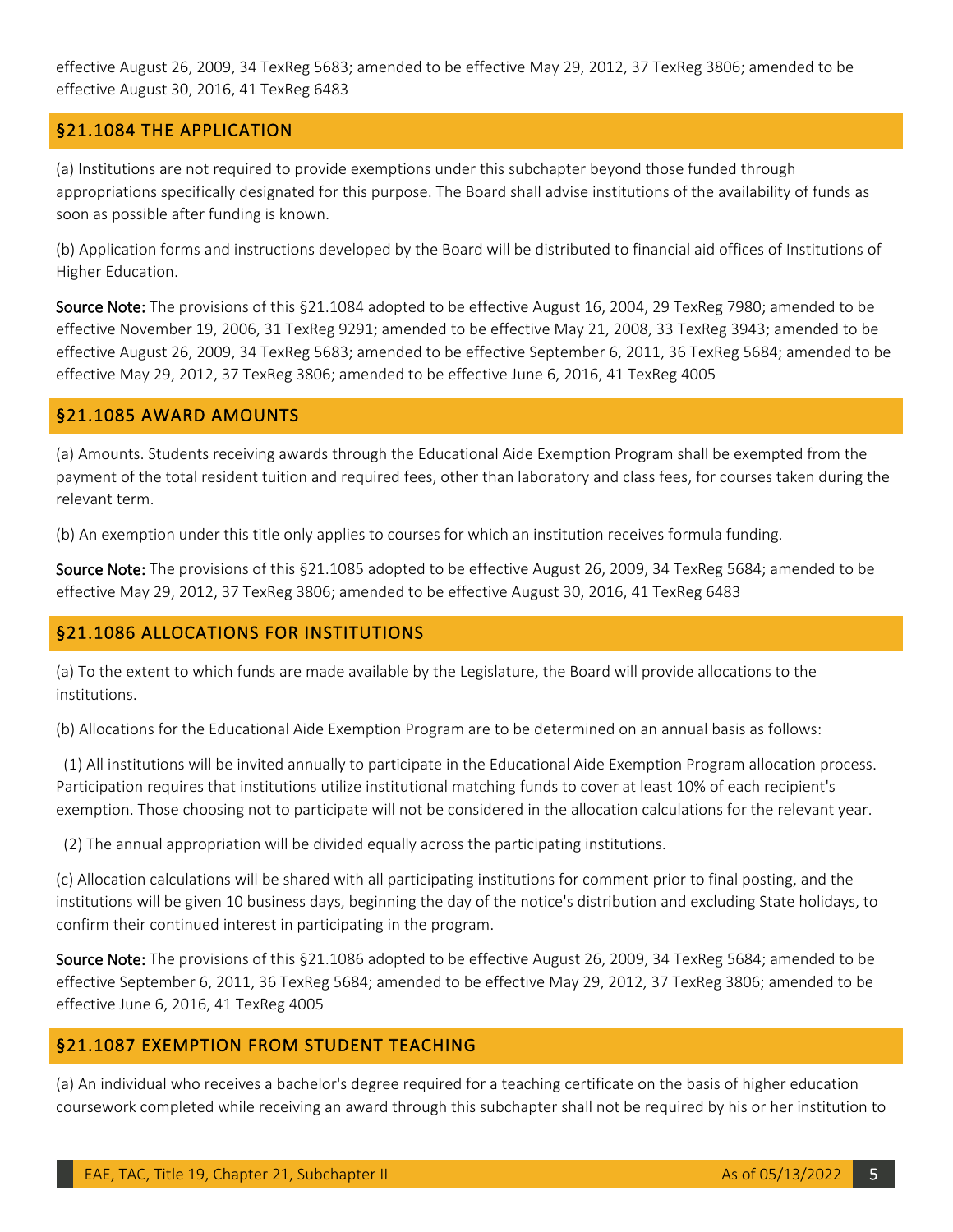effective August 26, 2009, 34 TexReg 5683; amended to be effective May 29, 2012, 37 TexReg 3806; amended to be effective August 30, 2016, 41 TexReg 6483

## §21.1084 THE APPLICATION

(a) Institutions are not required to provide exemptions under this subchapter beyond those funded through appropriations specifically designated for this purpose. The Board shall advise institutions of the availability of funds as soon as possible after funding is known.

(b) Application forms and instructions developed by the Board will be distributed to financial aid offices of Institutions of Higher Education.

**Source Note:** The provisions of this §21.1084 adopted to be effective August 16, 2004, 29 TexReg 7980; amended to be effective November 19, 2006, 31 TexReg 9291; amended to be effective May 21, 2008, 33 TexReg 3943; amended to be effective August 26, 2009, 34 TexReg 5683; amended to be effective September 6, 2011, 36 TexReg 5684; amended to be effective May 29, 2012, 37 TexReg 3806; amended to be effective June 6, 2016, 41 TexReg 4005

## §21.1085 AWARD AMOUNTS

(a) Amounts. Students receiving awards through the Educational Aide Exemption Program shall be exempted from the payment of the total resident tuition and required fees, other than laboratory and class fees, for courses taken during the relevant term.

(b) An exemption under this title only applies to courses for which an institution receives formula funding.

**Source Note:** The provisions of this §21.1085 adopted to be effective August 26, 2009, 34 TexReg 5684; amended to be effective May 29, 2012, 37 TexReg 3806; amended to be effective August 30, 2016, 41 TexReg 6483

## §21.1086 ALLOCATIONS FOR INSTITUTIONS

(a) To the extent to which funds are made available by the Legislature, the Board will provide allocations to the institutions.

(b) Allocations for the Educational Aide Exemption Program are to be determined on an annual basis as follows:

(1) All institutions will be invited annually to participate in the Educational Aide Exemption Program allocation process. Participation requires that institutions utilize institutional matching funds to cover at least 10% of each recipient's exemption. Those choosing not to participate will not be considered in the allocation calculations for the relevant year.

(2) The annual appropriation will be divided equally across the participating institutions.

(c) Allocation calculations will be shared with all participating institutions for comment prior to final posting, and the institutions will be given 10 business days, beginning the day of the notice's distribution and excluding State holidays, to confirm their continued interest in participating in the program.

**Source Note:** The provisions of this §21.1086 adopted to be effective August 26, 2009, 34 TexReg 5684; amended to be effective September 6, 2011, 36 TexReg 5684; amended to be effective May 29, 2012, 37 TexReg 3806; amended to be effective June 6, 2016, 41 TexReg 4005

## §21.1087 EXEMPTION FROM STUDENT TEACHING

(a) An individual who receives a bachelor's degree required for a teaching certificate on the basis of higher education coursework completed while receiving an award through this subchapter shall not be required by his or her institution to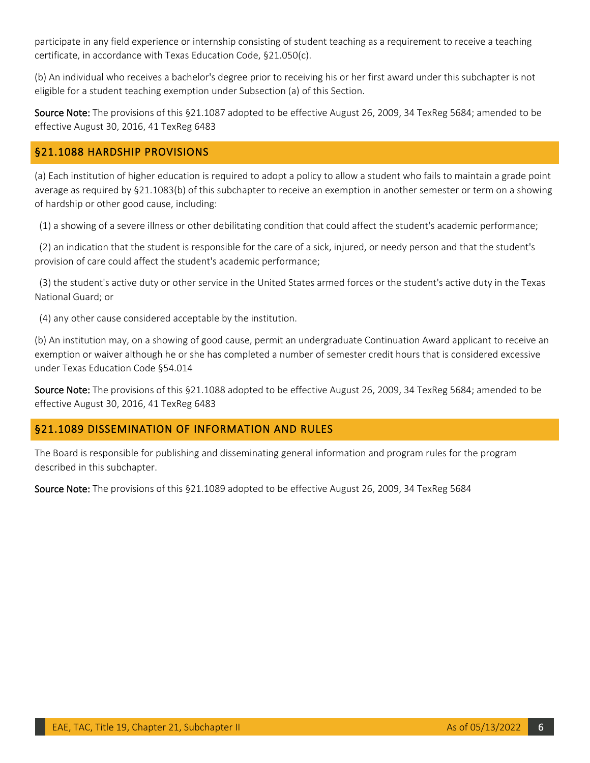participate in any field experience or internship consisting of student teaching as a requirement to receive a teaching certificate, in accordance with Texas Education Code, §21.050(c).

(b) An individual who receives a bachelor's degree prior to receiving his or her first award under this subchapter is not eligible for a student teaching exemption under Subsection (a) of this Section.

**Source Note:** The provisions of this §21.1087 adopted to be effective August 26, 2009, 34 TexReg 5684; amended to be effective August 30, 2016, 41 TexReg 6483

## §21.1088 HARDSHIP PROVISIONS

(a) Each institution of higher education is required to adopt a policy to allow a student who fails to maintain a grade point average as required by §21.1083(b) of this subchapter to receive an exemption in another semester or term on a showing of hardship or other good cause, including:

(1) a showing of a severe illness or other debilitating condition that could affect the student's academic performance;

(2) an indication that the student is responsible for the care of a sick, injured, or needy person and that the student's provision of care could affect the student's academic performance;

(3) the student's active duty or other service in the United States armed forces or the student's active duty in the Texas National Guard; or

(4) any other cause considered acceptable by the institution.

(b) An institution may, on a showing of good cause, permit an undergraduate Continuation Award applicant to receive an exemption or waiver although he or she has completed a number of semester credit hours that is considered excessive under Texas Education Code §54.014

**Source Note:** The provisions of this §21.1088 adopted to be effective August 26, 2009, 34 TexReg 5684; amended to be effective August 30, 2016, 41 TexReg 6483

## §21.1089 DISSEMINATION OF INFORMATION AND RULES

The Board is responsible for publishing and disseminating general information and program rules for the program described in this subchapter.

**Source Note:** The provisions of this §21.1089 adopted to be effective August 26, 2009, 34 TexReg 5684